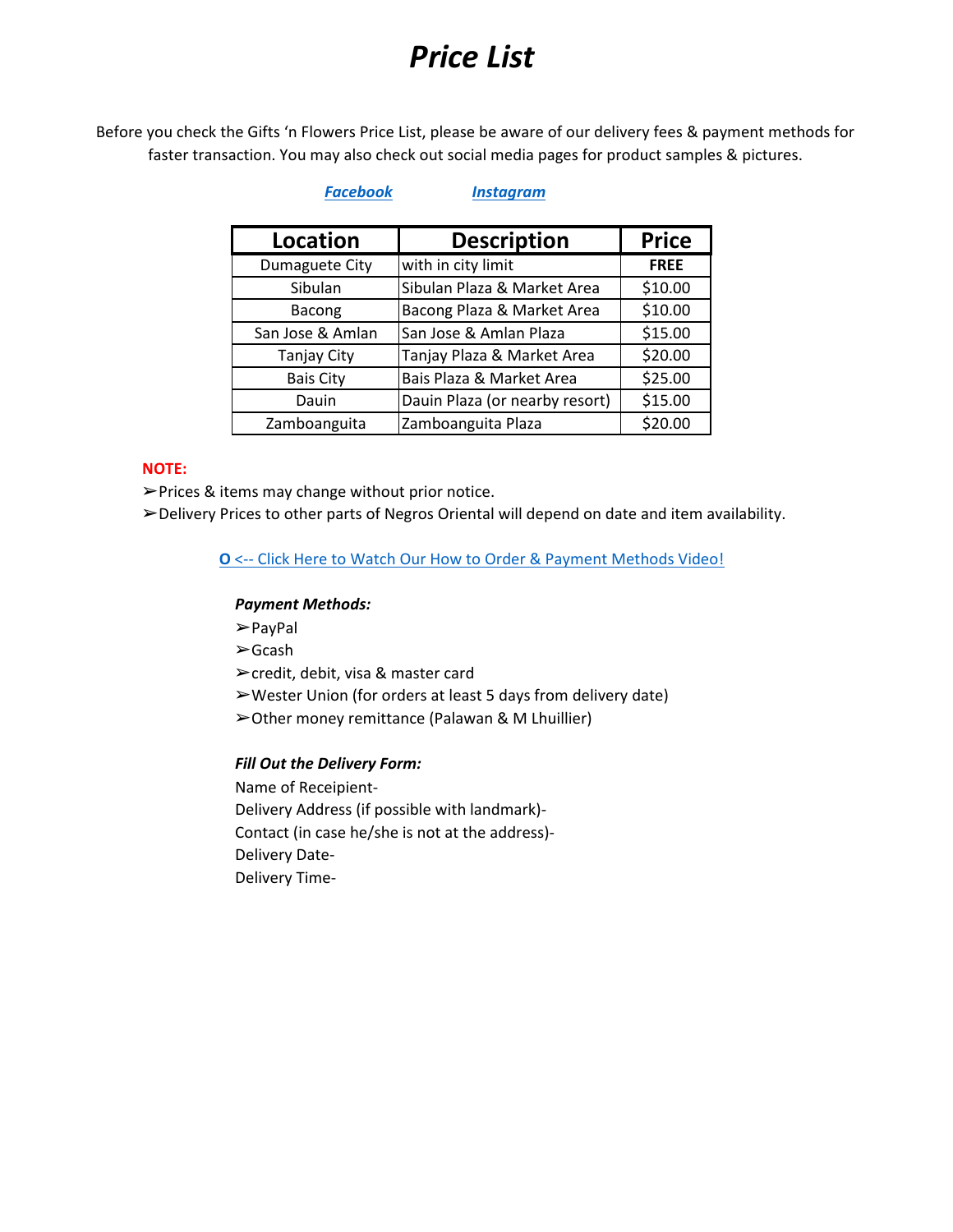# *Price List*

Before you check the Gifts 'n Flowers Price List, please be aware of our delivery fees & payment methods for faster transaction. You may also check out social media pages for product samples & pictures.

***Facebook*** ***Instagram***

| Location | Description | Price |
|---|---|---|
| Dumaguete City | with in city limit | **FREE** |
| Sibulan | Sibulan Plaza & Market Area | $10.00 |
| Bacong | Bacong Plaza & Market Area | $10.00 |
| San Jose & Amlan | San Jose & Amlan Plaza | $15.00 |
| Tanjay City | Tanjay Plaza & Market Area | $20.00 |
| Bais City | Bais Plaza & Market Area | $25.00 |
| Dauin | Dauin Plaza (or nearby resort) | $15.00 |
| Zamboanguita | Zamboanguita Plaza | $20.00 |

**NOTE:**

➢Prices & items may change without prior notice.
➢Delivery Prices to other parts of Negros Oriental will depend on date and item availability.

**O** <-- Click Here to Watch Our How to Order & Payment Methods Video!

***Payment Methods:***

➢PayPal
➢Gcash
➢credit, debit, visa & master card
➢Wester Union (for orders at least 5 days from delivery date)
➢Other money remittance (Palawan & M Lhuillier)

***Fill Out the Delivery Form:***

Name of Receipient-
Delivery Address (if possible with landmark)-
Contact (in case he/she is not at the address)-
Delivery Date-
Delivery Time-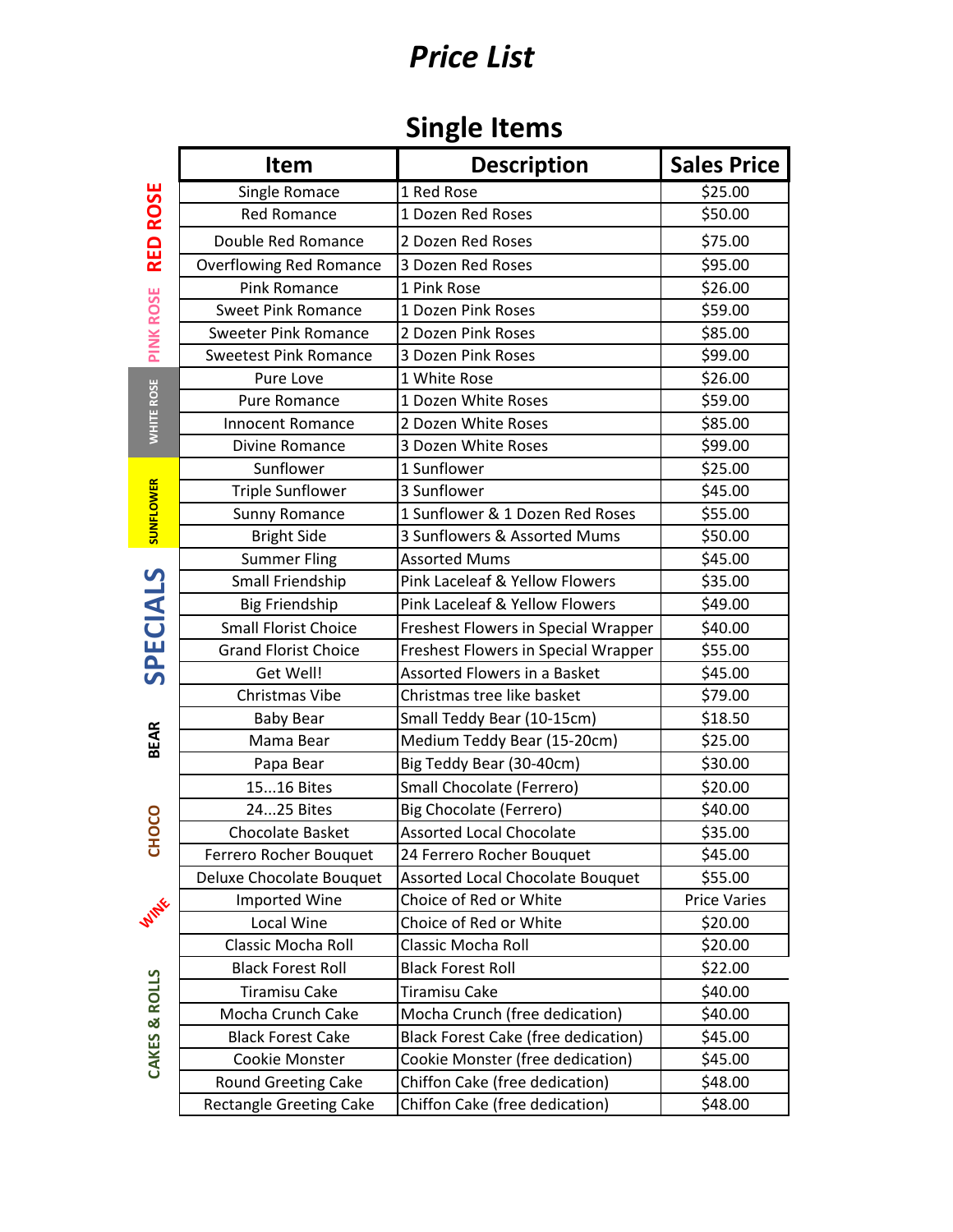# *Price List*

## Single Items

| Category | Item | Description | Sales Price |
|---|---|---|---|
| RED ROSE | Single Romace | 1 Red Rose | $25.00 |
| | Red Romance | 1 Dozen Red Roses | $50.00 |
| | Double Red Romance | 2 Dozen Red Roses | $75.00 |
| | Overflowing Red Romance | 3 Dozen Red Roses | $95.00 |
| PINK ROSE | Pink Romance | 1 Pink Rose | $26.00 |
| | Sweet Pink Romance | 1 Dozen Pink Roses | $59.00 |
| | Sweeter Pink Romance | 2 Dozen Pink Roses | $85.00 |
| | Sweetest Pink Romance | 3 Dozen Pink Roses | $99.00 |
| WHITE ROSE | Pure Love | 1 White Rose | $26.00 |
| | Pure Romance | 1 Dozen White Roses | $59.00 |
| | Innocent Romance | 2 Dozen White Roses | $85.00 |
| | Divine Romance | 3 Dozen White Roses | $99.00 |
| SUNFLOWER | Sunflower | 1 Sunflower | $25.00 |
| | Triple Sunflower | 3 Sunflower | $45.00 |
| | Sunny Romance | 1 Sunflower & 1 Dozen Red Roses | $55.00 |
| | Bright Side | 3 Sunflowers & Assorted Mums | $50.00 |
| SPECIALS | Summer Fling | Assorted Mums | $45.00 |
| | Small Friendship | Pink Laceleaf & Yellow Flowers | $35.00 |
| | Big Friendship | Pink Laceleaf & Yellow Flowers | $49.00 |
| | Small Florist Choice | Freshest Flowers in Special Wrapper | $40.00 |
| | Grand Florist Choice | Freshest Flowers in Special Wrapper | $55.00 |
| | Get Well! | Assorted Flowers in a Basket | $45.00 |
| | Christmas Vibe | Christmas tree like basket | $79.00 |
| BEAR | Baby Bear | Small Teddy Bear (10-15cm) | $18.50 |
| | Mama Bear | Medium Teddy Bear (15-20cm) | $25.00 |
| | Papa Bear | Big Teddy Bear (30-40cm) | $30.00 |
| CHOCO | 15...16 Bites | Small Chocolate (Ferrero) | $20.00 |
| | 24...25 Bites | Big Chocolate (Ferrero) | $40.00 |
| | Chocolate Basket | Assorted Local Chocolate | $35.00 |
| | Ferrero Rocher Bouquet | 24 Ferrero Rocher Bouquet | $45.00 |
| | Deluxe Chocolate Bouquet | Assorted Local Chocolate Bouquet | $55.00 |
| WINE | Imported Wine | Choice of Red or White | Price Varies |
| | Local Wine | Choice of Red or White | $20.00 |
| CAKES & ROLLS | Classic Mocha Roll | Classic Mocha Roll | $20.00 |
| | Black Forest Roll | Black Forest Roll | $22.00 |
| | Tiramisu Cake | Tiramisu Cake | $40.00 |
| | Mocha Crunch Cake | Mocha Crunch (free dedication) | $40.00 |
| | Black Forest Cake | Black Forest Cake (free dedication) | $45.00 |
| | Cookie Monster | Cookie Monster (free dedication) | $45.00 |
| | Round Greeting Cake | Chiffon Cake (free dedication) | $48.00 |
| | Rectangle Greeting Cake | Chiffon Cake (free dedication) | $48.00 |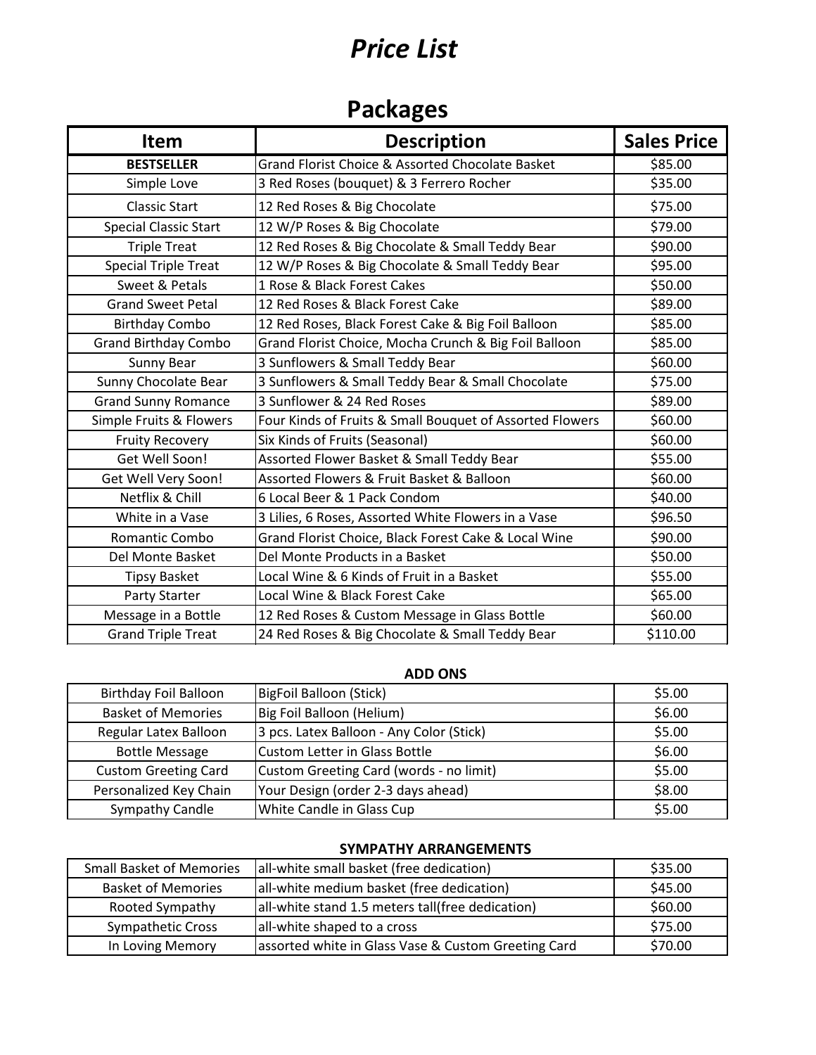# *Price List*

## Packages

| Item | Description | Sales Price |
|---|---|---|
| **BESTSELLER** | Grand Florist Choice & Assorted Chocolate Basket | $85.00 |
| Simple Love | 3 Red Roses (bouquet) & 3 Ferrero Rocher | $35.00 |
| Classic Start | 12 Red Roses & Big Chocolate | $75.00 |
| Special Classic Start | 12 W/P Roses & Big Chocolate | $79.00 |
| Triple Treat | 12 Red Roses & Big Chocolate & Small Teddy Bear | $90.00 |
| Special Triple Treat | 12 W/P Roses & Big Chocolate & Small Teddy Bear | $95.00 |
| Sweet & Petals | 1 Rose & Black Forest Cakes | $50.00 |
| Grand Sweet Petal | 12 Red Roses & Black Forest Cake | $89.00 |
| Birthday Combo | 12 Red Roses, Black Forest Cake & Big Foil Balloon | $85.00 |
| Grand Birthday Combo | Grand Florist Choice, Mocha Crunch & Big Foil Balloon | $85.00 |
| Sunny Bear | 3 Sunflowers & Small Teddy Bear | $60.00 |
| Sunny Chocolate Bear | 3 Sunflowers & Small Teddy Bear & Small Chocolate | $75.00 |
| Grand Sunny Romance | 3 Sunflower & 24 Red Roses | $89.00 |
| Simple Fruits & Flowers | Four Kinds of Fruits & Small Bouquet of Assorted Flowers | $60.00 |
| Fruity Recovery | Six Kinds of Fruits (Seasonal) | $60.00 |
| Get Well Soon! | Assorted Flower Basket & Small Teddy Bear | $55.00 |
| Get Well Very Soon! | Assorted Flowers & Fruit Basket & Balloon | $60.00 |
| Netflix & Chill | 6 Local Beer & 1 Pack Condom | $40.00 |
| White in a Vase | 3 Lilies, 6 Roses, Assorted White Flowers in a Vase | $96.50 |
| Romantic Combo | Grand Florist Choice, Black Forest Cake & Local Wine | $90.00 |
| Del Monte Basket | Del Monte Products in a Basket | $50.00 |
| Tipsy Basket | Local Wine & 6 Kinds of Fruit in a Basket | $55.00 |
| Party Starter | Local Wine & Black Forest Cake | $65.00 |
| Message in a Bottle | 12 Red Roses & Custom Message in Glass Bottle | $60.00 |
| Grand Triple Treat | 24 Red Roses & Big Chocolate & Small Teddy Bear | $110.00 |

**ADD ONS**

| | | |
|---|---|---|
| Birthday Foil Balloon | BigFoil Balloon (Stick) | $5.00 |
| Basket of Memories | Big Foil Balloon (Helium) | $6.00 |
| Regular Latex Balloon | 3 pcs. Latex Balloon - Any Color (Stick) | $5.00 |
| Bottle Message | Custom Letter in Glass Bottle | $6.00 |
| Custom Greeting Card | Custom Greeting Card (words - no limit) | $5.00 |
| Personalized Key Chain | Your Design (order 2-3 days ahead) | $8.00 |
| Sympathy Candle | White Candle in Glass Cup | $5.00 |

**SYMPATHY ARRANGEMENTS**

| | | |
|---|---|---|
| Small Basket of Memories | all-white small basket (free dedication) | $35.00 |
| Basket of Memories | all-white medium basket (free dedication) | $45.00 |
| Rooted Sympathy | all-white stand 1.5 meters tall(free dedication) | $60.00 |
| Sympathetic Cross | all-white shaped to a cross | $75.00 |
| In Loving Memory | assorted white in Glass Vase & Custom Greeting Card | $70.00 |